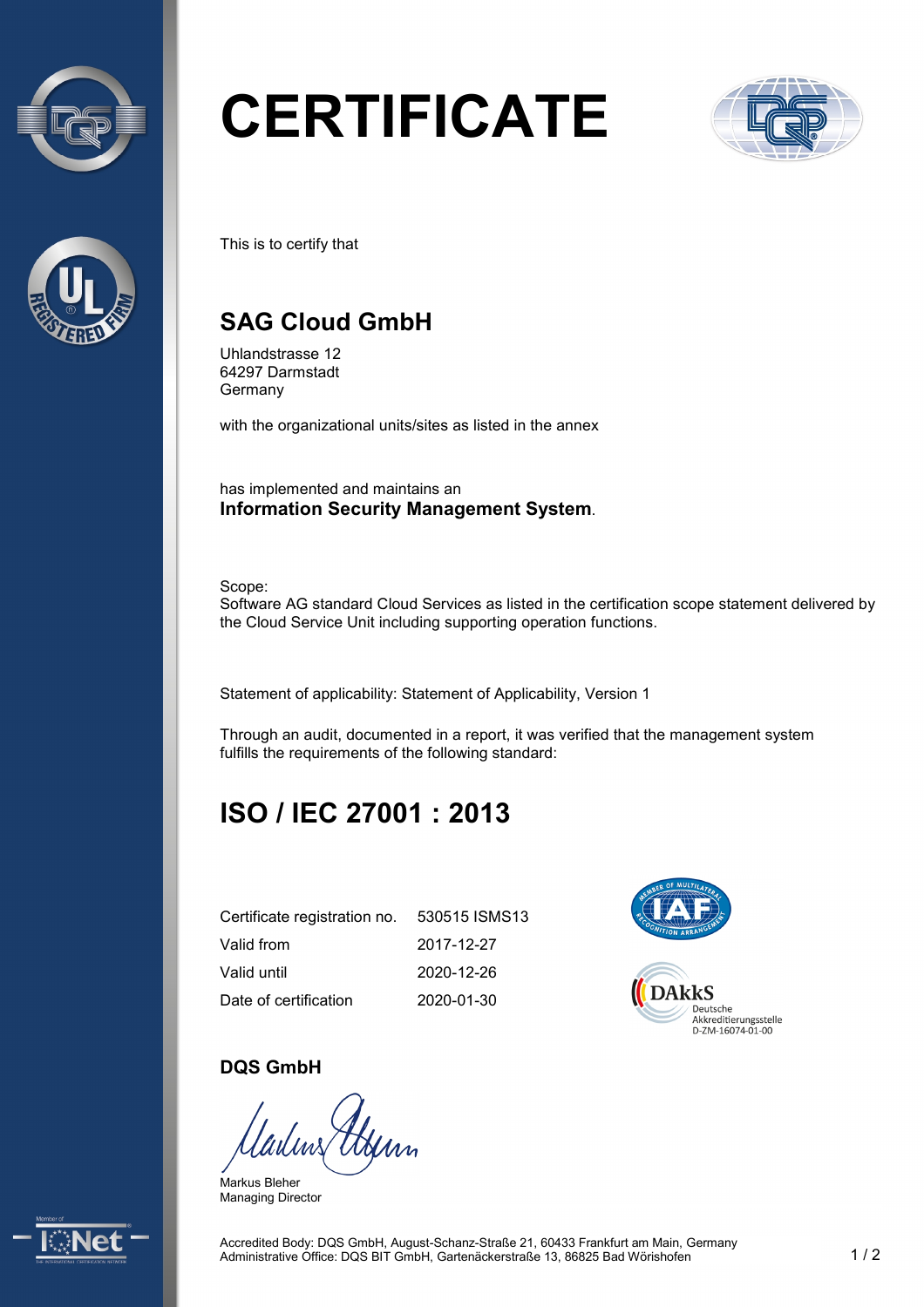# CERTIFICATE

This is to certify that

## SAG Cloud GmbH

Uhlandstrasse 12
64297 Darmstadt
Germany

with the organizational units/sites as listed in the annex

has implemented and maintains an
**Information Security Management System**.

Scope:
Software AG standard Cloud Services as listed in the certification scope statement delivered by the Cloud Service Unit including supporting operation functions.

Statement of applicability: Statement of Applicability, Version 1

Through an audit, documented in a report, it was verified that the management system fulfills the requirements of the following standard:

## ISO / IEC 27001 : 2013

| | |
|---|---|
| Certificate registration no. | 530515 ISMS13 |
| Valid from | 2017-12-27 |
| Valid until | 2020-12-26 |
| Date of certification | 2020-01-30 |

DAkkS
Deutsche Akkreditierungsstelle
D-ZM-16074-01-00

**DQS GmbH**

Markus Bleher
Managing Director

Accredited Body: DQS GmbH, August-Schanz-Straße 21, 60433 Frankfurt am Main, Germany
Administrative Office: DQS BIT GmbH, Gartenäckerstraße 13, 86825 Bad Wörishofen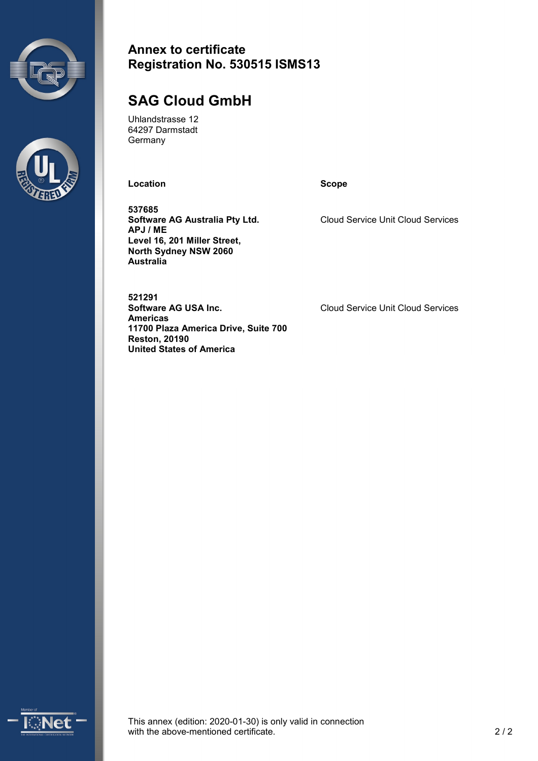# Annex to certificate
# Registration No. 530515 ISMS13

## SAG Cloud GmbH

Uhlandstrasse 12
64297 Darmstadt
Germany

| Location | Scope |
|---|---|
| **537685**<br>**Software AG Australia Pty Ltd.**<br>**APJ / ME**<br>**Level 16, 201 Miller Street,**<br>**North Sydney NSW 2060**<br>**Australia** | Cloud Service Unit Cloud Services |
| **521291**<br>**Software AG USA Inc.**<br>**Americas**<br>**11700 Plaza America Drive, Suite 700**<br>**Reston, 20190**<br>**United States of America** | Cloud Service Unit Cloud Services |

This annex (edition: 2020-01-30) is only valid in connection with the above-mentioned certificate.